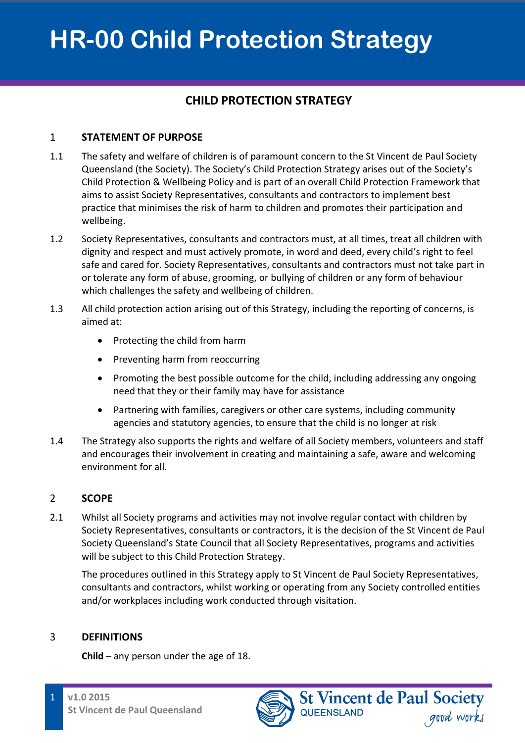# HR-00 Child Protection Strategy

## CHILD PROTECTION STRATEGY

### 1 STATEMENT OF PURPOSE

1.1 The safety and welfare of children is of paramount concern to the St Vincent de Paul Society Queensland (the Society). The Society's Child Protection Strategy arises out of the Society's Child Protection & Wellbeing Policy and is part of an overall Child Protection Framework that aims to assist Society Representatives, consultants and contractors to implement best practice that minimises the risk of harm to children and promotes their participation and wellbeing.

1.2 Society Representatives, consultants and contractors must, at all times, treat all children with dignity and respect and must actively promote, in word and deed, every child's right to feel safe and cared for. Society Representatives, consultants and contractors must not take part in or tolerate any form of abuse, grooming, or bullying of children or any form of behaviour which challenges the safety and wellbeing of children.

1.3 All child protection action arising out of this Strategy, including the reporting of concerns, is aimed at:

- Protecting the child from harm
- Preventing harm from reoccurring
- Promoting the best possible outcome for the child, including addressing any ongoing need that they or their family may have for assistance
- Partnering with families, caregivers or other care systems, including community agencies and statutory agencies, to ensure that the child is no longer at risk

1.4 The Strategy also supports the rights and welfare of all Society members, volunteers and staff and encourages their involvement in creating and maintaining a safe, aware and welcoming environment for all.

### 2 SCOPE

2.1 Whilst all Society programs and activities may not involve regular contact with children by Society Representatives, consultants or contractors, it is the decision of the St Vincent de Paul Society Queensland's State Council that all Society Representatives, programs and activities will be subject to this Child Protection Strategy.

The procedures outlined in this Strategy apply to St Vincent de Paul Society Representatives, consultants and contractors, whilst working or operating from any Society controlled entities and/or workplaces including work conducted through visitation.

### 3 DEFINITIONS

**Child** – any person under the age of 18.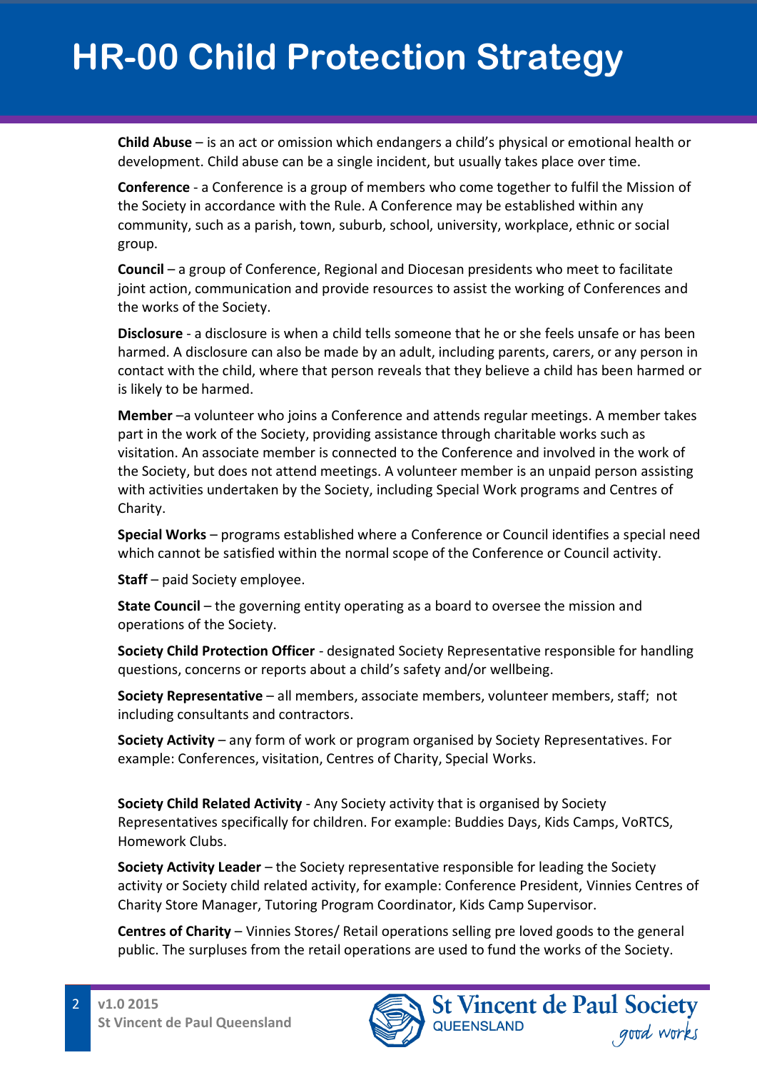**Child Abuse** – is an act or omission which endangers a child's physical or emotional health or development. Child abuse can be a single incident, but usually takes place over time.

**Conference** - a Conference is a group of members who come together to fulfil the Mission of the Society in accordance with the Rule. A Conference may be established within any community, such as a parish, town, suburb, school, university, workplace, ethnic or social group.

**Council** – a group of Conference, Regional and Diocesan presidents who meet to facilitate joint action, communication and provide resources to assist the working of Conferences and the works of the Society.

**Disclosure** - a disclosure is when a child tells someone that he or she feels unsafe or has been harmed. A disclosure can also be made by an adult, including parents, carers, or any person in contact with the child, where that person reveals that they believe a child has been harmed or is likely to be harmed.

**Member** –a volunteer who joins a Conference and attends regular meetings. A member takes part in the work of the Society, providing assistance through charitable works such as visitation. An associate member is connected to the Conference and involved in the work of the Society, but does not attend meetings. A volunteer member is an unpaid person assisting with activities undertaken by the Society, including Special Work programs and Centres of Charity.

**Special Works** – programs established where a Conference or Council identifies a special need which cannot be satisfied within the normal scope of the Conference or Council activity.

**Staff** – paid Society employee.

**State Council** – the governing entity operating as a board to oversee the mission and operations of the Society.

**Society Child Protection Officer** - designated Society Representative responsible for handling questions, concerns or reports about a child's safety and/or wellbeing.

**Society Representative** – all members, associate members, volunteer members, staff; not including consultants and contractors.

**Society Activity** – any form of work or program organised by Society Representatives. For example: Conferences, visitation, Centres of Charity, Special Works.

**Society Child Related Activity** - Any Society activity that is organised by Society Representatives specifically for children. For example: Buddies Days, Kids Camps, VoRTCS, Homework Clubs.

**Society Activity Leader** – the Society representative responsible for leading the Society activity or Society child related activity, for example: Conference President, Vinnies Centres of Charity Store Manager, Tutoring Program Coordinator, Kids Camp Supervisor.

**Centres of Charity** – Vinnies Stores/ Retail operations selling pre loved goods to the general public. The surpluses from the retail operations are used to fund the works of the Society.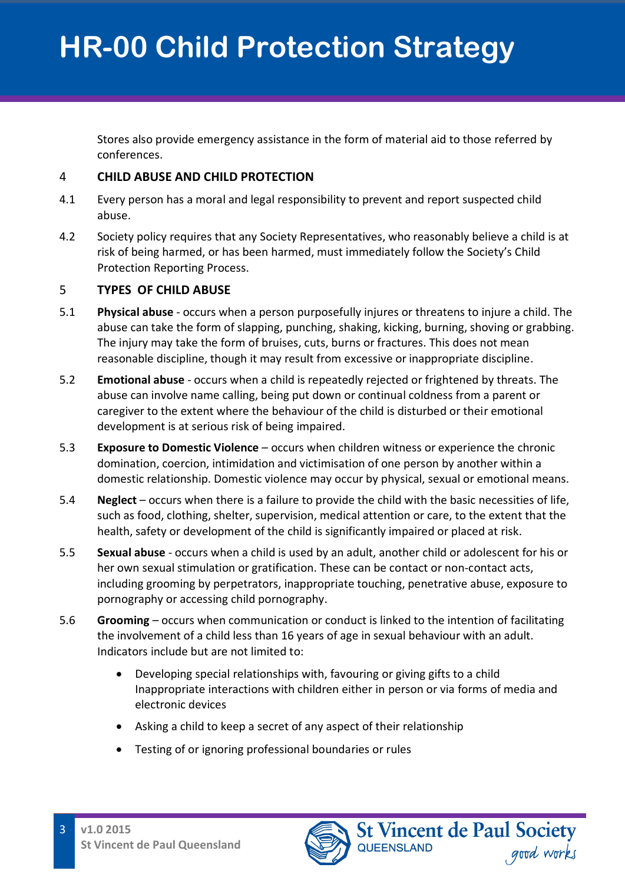Stores also provide emergency assistance in the form of material aid to those referred by conferences.

## 4 CHILD ABUSE AND CHILD PROTECTION

4.1 Every person has a moral and legal responsibility to prevent and report suspected child abuse.

4.2 Society policy requires that any Society Representatives, who reasonably believe a child is at risk of being harmed, or has been harmed, must immediately follow the Society's Child Protection Reporting Process.

## 5 TYPES OF CHILD ABUSE

5.1 **Physical abuse** - occurs when a person purposefully injures or threatens to injure a child. The abuse can take the form of slapping, punching, shaking, kicking, burning, shoving or grabbing. The injury may take the form of bruises, cuts, burns or fractures. This does not mean reasonable discipline, though it may result from excessive or inappropriate discipline.

5.2 **Emotional abuse** - occurs when a child is repeatedly rejected or frightened by threats. The abuse can involve name calling, being put down or continual coldness from a parent or caregiver to the extent where the behaviour of the child is disturbed or their emotional development is at serious risk of being impaired.

5.3 **Exposure to Domestic Violence** – occurs when children witness or experience the chronic domination, coercion, intimidation and victimisation of one person by another within a domestic relationship. Domestic violence may occur by physical, sexual or emotional means.

5.4 **Neglect** – occurs when there is a failure to provide the child with the basic necessities of life, such as food, clothing, shelter, supervision, medical attention or care, to the extent that the health, safety or development of the child is significantly impaired or placed at risk.

5.5 **Sexual abuse** - occurs when a child is used by an adult, another child or adolescent for his or her own sexual stimulation or gratification. These can be contact or non-contact acts, including grooming by perpetrators, inappropriate touching, penetrative abuse, exposure to pornography or accessing child pornography.

5.6 **Grooming** – occurs when communication or conduct is linked to the intention of facilitating the involvement of a child less than 16 years of age in sexual behaviour with an adult. Indicators include but are not limited to:

- Developing special relationships with, favouring or giving gifts to a child Inappropriate interactions with children either in person or via forms of media and electronic devices
- Asking a child to keep a secret of any aspect of their relationship
- Testing of or ignoring professional boundaries or rules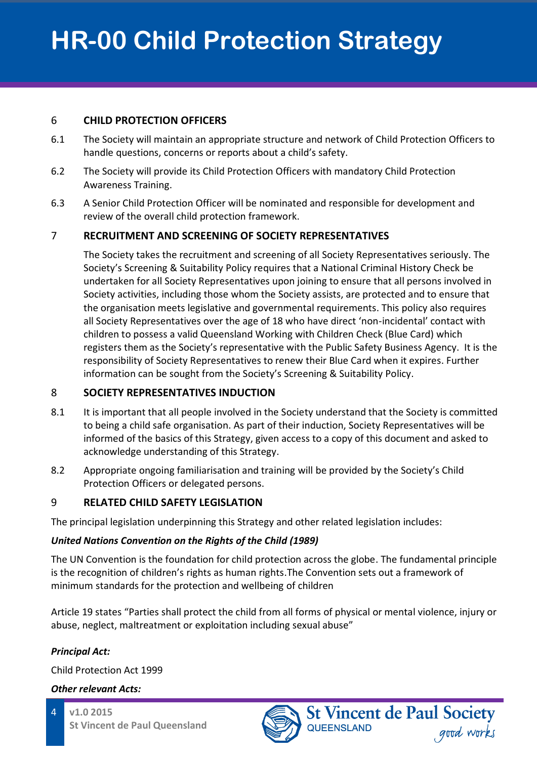## 6 CHILD PROTECTION OFFICERS

6.1 The Society will maintain an appropriate structure and network of Child Protection Officers to handle questions, concerns or reports about a child's safety.

6.2 The Society will provide its Child Protection Officers with mandatory Child Protection Awareness Training.

6.3 A Senior Child Protection Officer will be nominated and responsible for development and review of the overall child protection framework.

## 7 RECRUITMENT AND SCREENING OF SOCIETY REPRESENTATIVES

The Society takes the recruitment and screening of all Society Representatives seriously. The Society's Screening & Suitability Policy requires that a National Criminal History Check be undertaken for all Society Representatives upon joining to ensure that all persons involved in Society activities, including those whom the Society assists, are protected and to ensure that the organisation meets legislative and governmental requirements. This policy also requires all Society Representatives over the age of 18 who have direct 'non-incidental' contact with children to possess a valid Queensland Working with Children Check (Blue Card) which registers them as the Society's representative with the Public Safety Business Agency. It is the responsibility of Society Representatives to renew their Blue Card when it expires. Further information can be sought from the Society's Screening & Suitability Policy.

## 8 SOCIETY REPRESENTATIVES INDUCTION

8.1 It is important that all people involved in the Society understand that the Society is committed to being a child safe organisation. As part of their induction, Society Representatives will be informed of the basics of this Strategy, given access to a copy of this document and asked to acknowledge understanding of this Strategy.

8.2 Appropriate ongoing familiarisation and training will be provided by the Society's Child Protection Officers or delegated persons.

## 9 RELATED CHILD SAFETY LEGISLATION

The principal legislation underpinning this Strategy and other related legislation includes:

***United Nations Convention on the Rights of the Child (1989)***

The UN Convention is the foundation for child protection across the globe. The fundamental principle is the recognition of children's rights as human rights.The Convention sets out a framework of minimum standards for the protection and wellbeing of children

Article 19 states "Parties shall protect the child from all forms of physical or mental violence, injury or abuse, neglect, maltreatment or exploitation including sexual abuse"

***Principal Act:***

Child Protection Act 1999

***Other relevant Acts:***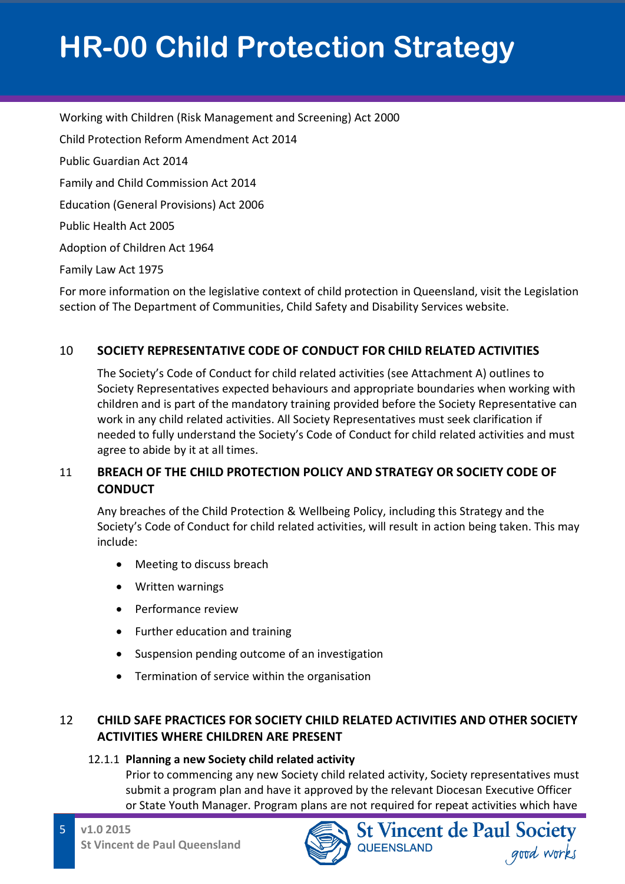Working with Children (Risk Management and Screening) Act 2000

Child Protection Reform Amendment Act 2014

Public Guardian Act 2014

Family and Child Commission Act 2014

Education (General Provisions) Act 2006

Public Health Act 2005

Adoption of Children Act 1964

Family Law Act 1975

For more information on the legislative context of child protection in Queensland, visit the Legislation section of The Department of Communities, Child Safety and Disability Services website.

## 10 SOCIETY REPRESENTATIVE CODE OF CONDUCT FOR CHILD RELATED ACTIVITIES

The Society's Code of Conduct for child related activities (see Attachment A) outlines to Society Representatives expected behaviours and appropriate boundaries when working with children and is part of the mandatory training provided before the Society Representative can work in any child related activities. All Society Representatives must seek clarification if needed to fully understand the Society's Code of Conduct for child related activities and must agree to abide by it at all times.

## 11 BREACH OF THE CHILD PROTECTION POLICY AND STRATEGY OR SOCIETY CODE OF CONDUCT

Any breaches of the Child Protection & Wellbeing Policy, including this Strategy and the Society's Code of Conduct for child related activities, will result in action being taken. This may include:

- Meeting to discuss breach
- Written warnings
- Performance review
- Further education and training
- Suspension pending outcome of an investigation
- Termination of service within the organisation

## 12 CHILD SAFE PRACTICES FOR SOCIETY CHILD RELATED ACTIVITIES AND OTHER SOCIETY ACTIVITIES WHERE CHILDREN ARE PRESENT

### 12.1.1 Planning a new Society child related activity

Prior to commencing any new Society child related activity, Society representatives must submit a program plan and have it approved by the relevant Diocesan Executive Officer or State Youth Manager. Program plans are not required for repeat activities which have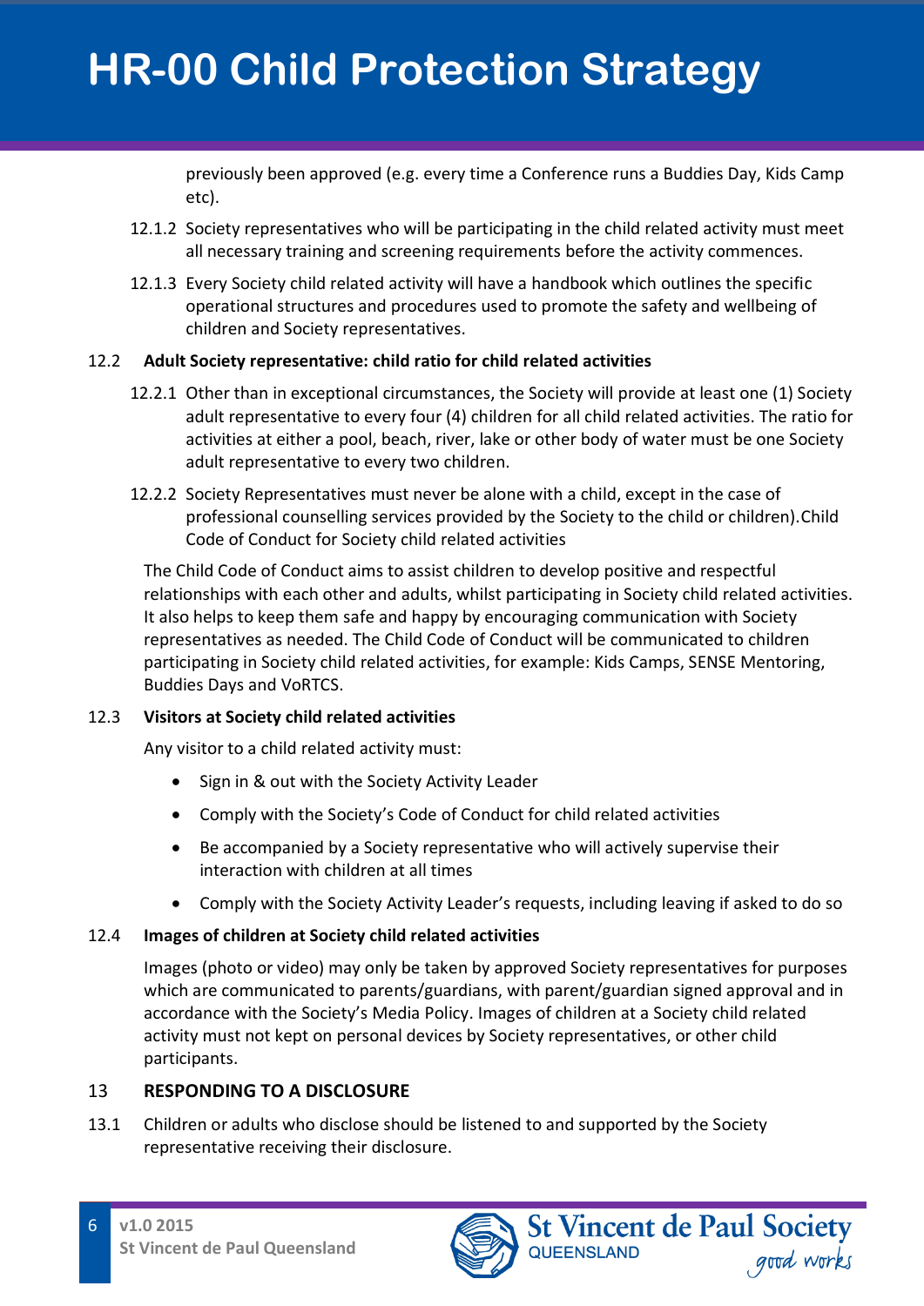previously been approved (e.g. every time a Conference runs a Buddies Day, Kids Camp etc).

12.1.2 Society representatives who will be participating in the child related activity must meet all necessary training and screening requirements before the activity commences.

12.1.3 Every Society child related activity will have a handbook which outlines the specific operational structures and procedures used to promote the safety and wellbeing of children and Society representatives.

### 12.2 Adult Society representative: child ratio for child related activities

12.2.1 Other than in exceptional circumstances, the Society will provide at least one (1) Society adult representative to every four (4) children for all child related activities. The ratio for activities at either a pool, beach, river, lake or other body of water must be one Society adult representative to every two children.

12.2.2 Society Representatives must never be alone with a child, except in the case of professional counselling services provided by the Society to the child or children).Child Code of Conduct for Society child related activities

The Child Code of Conduct aims to assist children to develop positive and respectful relationships with each other and adults, whilst participating in Society child related activities. It also helps to keep them safe and happy by encouraging communication with Society representatives as needed. The Child Code of Conduct will be communicated to children participating in Society child related activities, for example: Kids Camps, SENSE Mentoring, Buddies Days and VoRTCS.

### 12.3 Visitors at Society child related activities

Any visitor to a child related activity must:

- Sign in & out with the Society Activity Leader
- Comply with the Society's Code of Conduct for child related activities
- Be accompanied by a Society representative who will actively supervise their interaction with children at all times
- Comply with the Society Activity Leader's requests, including leaving if asked to do so

### 12.4 Images of children at Society child related activities

Images (photo or video) may only be taken by approved Society representatives for purposes which are communicated to parents/guardians, with parent/guardian signed approval and in accordance with the Society's Media Policy. Images of children at a Society child related activity must not kept on personal devices by Society representatives, or other child participants.

## 13 RESPONDING TO A DISCLOSURE

13.1 Children or adults who disclose should be listened to and supported by the Society representative receiving their disclosure.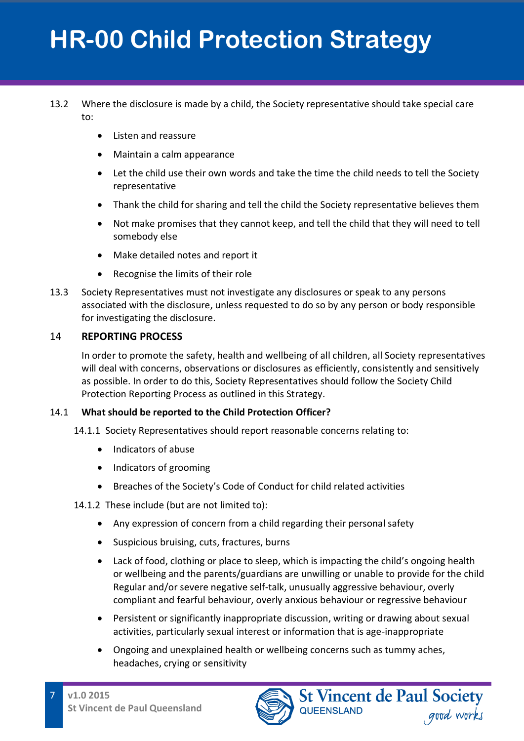13.2 Where the disclosure is made by a child, the Society representative should take special care to:

- Listen and reassure
- Maintain a calm appearance
- Let the child use their own words and take the time the child needs to tell the Society representative
- Thank the child for sharing and tell the child the Society representative believes them
- Not make promises that they cannot keep, and tell the child that they will need to tell somebody else
- Make detailed notes and report it
- Recognise the limits of their role

13.3 Society Representatives must not investigate any disclosures or speak to any persons associated with the disclosure, unless requested to do so by any person or body responsible for investigating the disclosure.

## 14 REPORTING PROCESS

In order to promote the safety, health and wellbeing of all children, all Society representatives will deal with concerns, observations or disclosures as efficiently, consistently and sensitively as possible. In order to do this, Society Representatives should follow the Society Child Protection Reporting Process as outlined in this Strategy.

### 14.1 What should be reported to the Child Protection Officer?

14.1.1 Society Representatives should report reasonable concerns relating to:

- Indicators of abuse
- Indicators of grooming
- Breaches of the Society's Code of Conduct for child related activities

14.1.2 These include (but are not limited to):

- Any expression of concern from a child regarding their personal safety
- Suspicious bruising, cuts, fractures, burns
- Lack of food, clothing or place to sleep, which is impacting the child's ongoing health or wellbeing and the parents/guardians are unwilling or unable to provide for the child Regular and/or severe negative self-talk, unusually aggressive behaviour, overly compliant and fearful behaviour, overly anxious behaviour or regressive behaviour
- Persistent or significantly inappropriate discussion, writing or drawing about sexual activities, particularly sexual interest or information that is age-inappropriate
- Ongoing and unexplained health or wellbeing concerns such as tummy aches, headaches, crying or sensitivity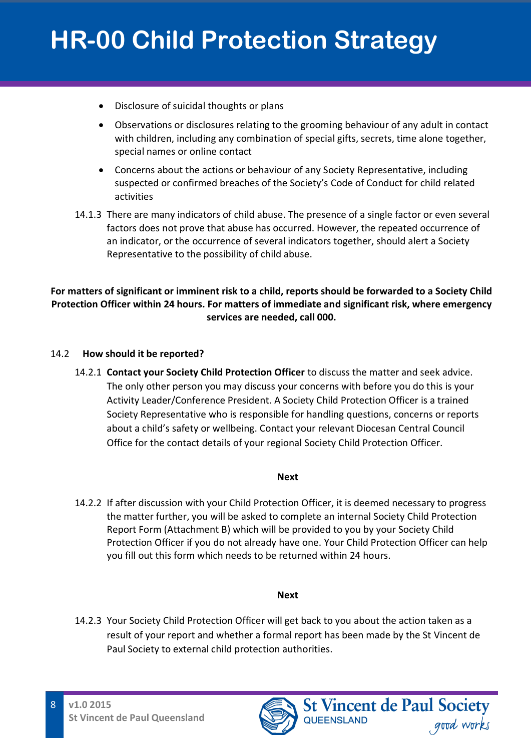- Disclosure of suicidal thoughts or plans
- Observations or disclosures relating to the grooming behaviour of any adult in contact with children, including any combination of special gifts, secrets, time alone together, special names or online contact
- Concerns about the actions or behaviour of any Society Representative, including suspected or confirmed breaches of the Society's Code of Conduct for child related activities

14.1.3 There are many indicators of child abuse. The presence of a single factor or even several factors does not prove that abuse has occurred. However, the repeated occurrence of an indicator, or the occurrence of several indicators together, should alert a Society Representative to the possibility of child abuse.

**For matters of significant or imminent risk to a child, reports should be forwarded to a Society Child Protection Officer within 24 hours. For matters of immediate and significant risk, where emergency services are needed, call 000.**

### 14.2 How should it be reported?

14.2.1 **Contact your Society Child Protection Officer** to discuss the matter and seek advice. The only other person you may discuss your concerns with before you do this is your Activity Leader/Conference President. A Society Child Protection Officer is a trained Society Representative who is responsible for handling questions, concerns or reports about a child's safety or wellbeing. Contact your relevant Diocesan Central Council Office for the contact details of your regional Society Child Protection Officer.

**Next**

14.2.2 If after discussion with your Child Protection Officer, it is deemed necessary to progress the matter further, you will be asked to complete an internal Society Child Protection Report Form (Attachment B) which will be provided to you by your Society Child Protection Officer if you do not already have one. Your Child Protection Officer can help you fill out this form which needs to be returned within 24 hours.

**Next**

14.2.3 Your Society Child Protection Officer will get back to you about the action taken as a result of your report and whether a formal report has been made by the St Vincent de Paul Society to external child protection authorities.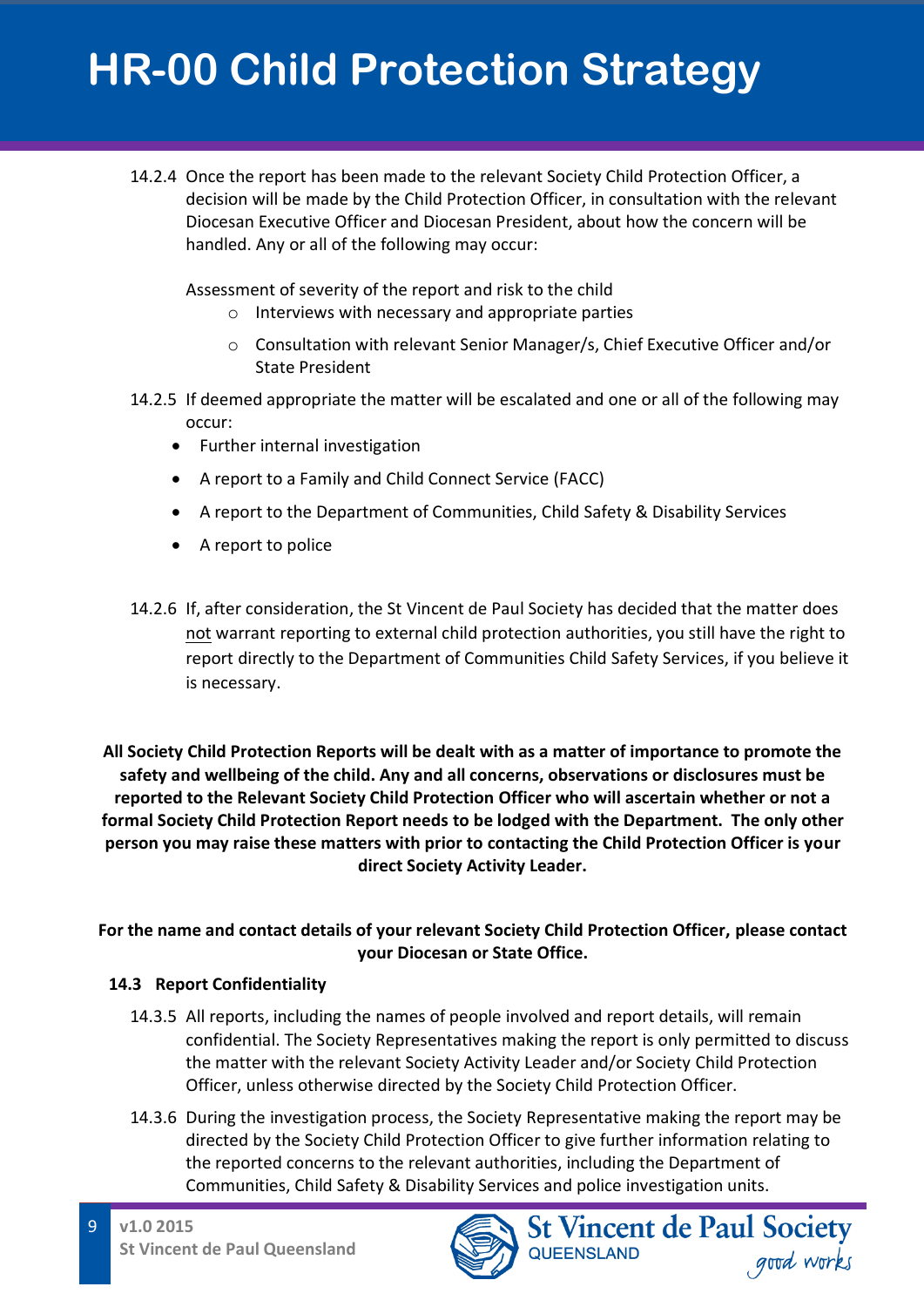14.2.4 Once the report has been made to the relevant Society Child Protection Officer, a decision will be made by the Child Protection Officer, in consultation with the relevant Diocesan Executive Officer and Diocesan President, about how the concern will be handled. Any or all of the following may occur:

Assessment of severity of the report and risk to the child

- Interviews with necessary and appropriate parties
- Consultation with relevant Senior Manager/s, Chief Executive Officer and/or State President

14.2.5 If deemed appropriate the matter will be escalated and one or all of the following may occur:

- Further internal investigation
- A report to a Family and Child Connect Service (FACC)
- A report to the Department of Communities, Child Safety & Disability Services
- A report to police

14.2.6 If, after consideration, the St Vincent de Paul Society has decided that the matter does not warrant reporting to external child protection authorities, you still have the right to report directly to the Department of Communities Child Safety Services, if you believe it is necessary.

**All Society Child Protection Reports will be dealt with as a matter of importance to promote the safety and wellbeing of the child. Any and all concerns, observations or disclosures must be reported to the Relevant Society Child Protection Officer who will ascertain whether or not a formal Society Child Protection Report needs to be lodged with the Department. The only other person you may raise these matters with prior to contacting the Child Protection Officer is your direct Society Activity Leader.**

**For the name and contact details of your relevant Society Child Protection Officer, please contact your Diocesan or State Office.**

### 14.3 Report Confidentiality

14.3.5 All reports, including the names of people involved and report details, will remain confidential. The Society Representatives making the report is only permitted to discuss the matter with the relevant Society Activity Leader and/or Society Child Protection Officer, unless otherwise directed by the Society Child Protection Officer.

14.3.6 During the investigation process, the Society Representative making the report may be directed by the Society Child Protection Officer to give further information relating to the reported concerns to the relevant authorities, including the Department of Communities, Child Safety & Disability Services and police investigation units.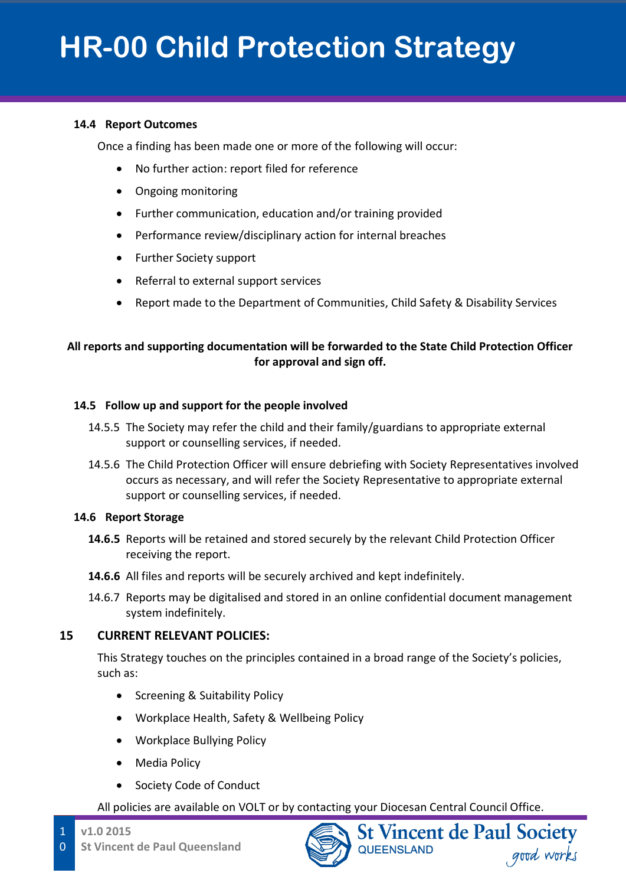### 14.4 Report Outcomes

Once a finding has been made one or more of the following will occur:

- No further action: report filed for reference
- Ongoing monitoring
- Further communication, education and/or training provided
- Performance review/disciplinary action for internal breaches
- Further Society support
- Referral to external support services
- Report made to the Department of Communities, Child Safety & Disability Services

**All reports and supporting documentation will be forwarded to the State Child Protection Officer for approval and sign off.**

### 14.5 Follow up and support for the people involved

14.5.5 The Society may refer the child and their family/guardians to appropriate external support or counselling services, if needed.

14.5.6 The Child Protection Officer will ensure debriefing with Society Representatives involved occurs as necessary, and will refer the Society Representative to appropriate external support or counselling services, if needed.

### 14.6 Report Storage

**14.6.5** Reports will be retained and stored securely by the relevant Child Protection Officer receiving the report.

**14.6.6** All files and reports will be securely archived and kept indefinitely.

14.6.7 Reports may be digitalised and stored in an online confidential document management system indefinitely.

## 15 CURRENT RELEVANT POLICIES:

This Strategy touches on the principles contained in a broad range of the Society's policies, such as:

- Screening & Suitability Policy
- Workplace Health, Safety & Wellbeing Policy
- Workplace Bullying Policy
- Media Policy
- Society Code of Conduct

All policies are available on VOLT or by contacting your Diocesan Central Council Office.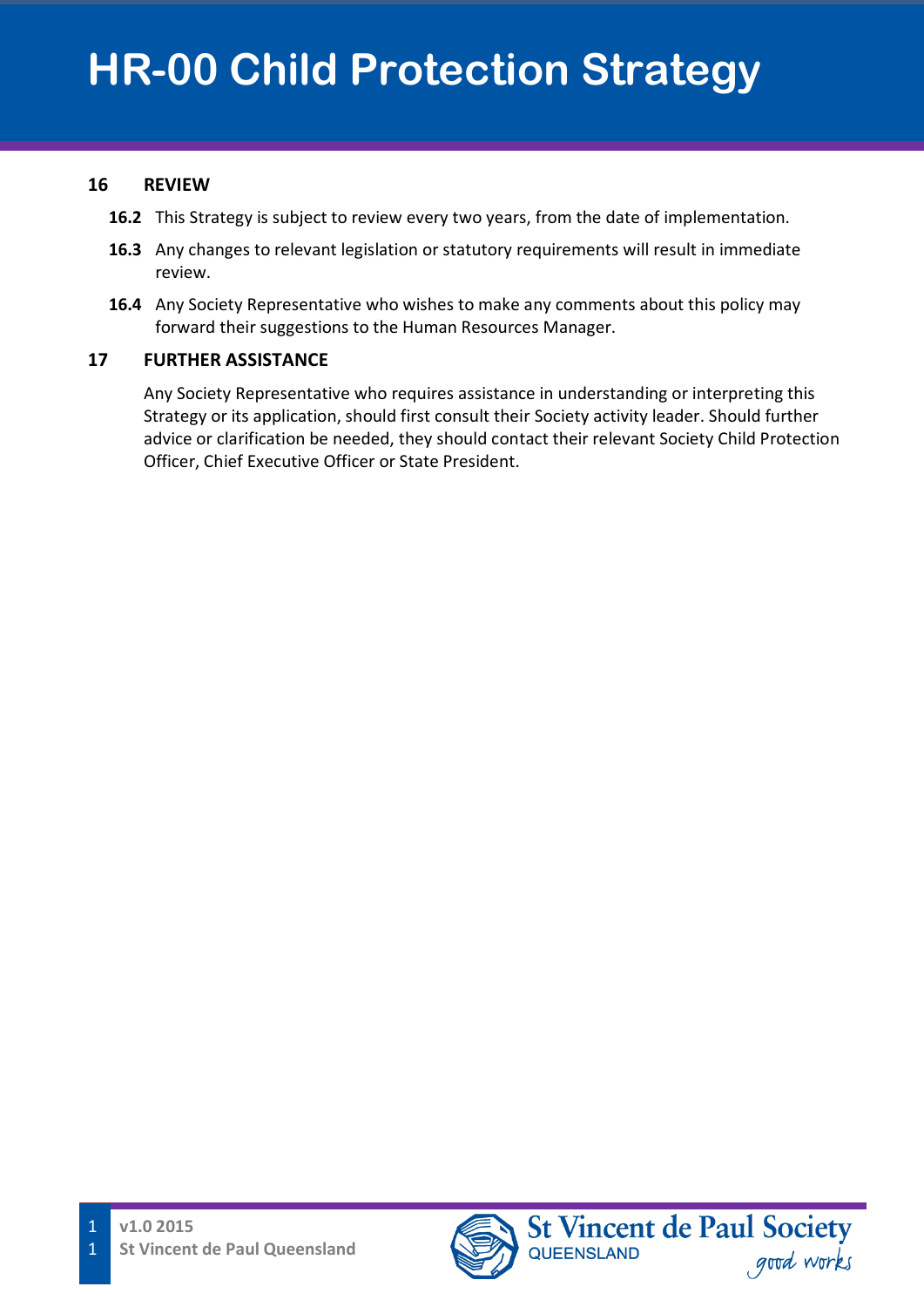## 16 REVIEW

**16.2** This Strategy is subject to review every two years, from the date of implementation.

**16.3** Any changes to relevant legislation or statutory requirements will result in immediate review.

**16.4** Any Society Representative who wishes to make any comments about this policy may forward their suggestions to the Human Resources Manager.

## 17 FURTHER ASSISTANCE

Any Society Representative who requires assistance in understanding or interpreting this Strategy or its application, should first consult their Society activity leader. Should further advice or clarification be needed, they should contact their relevant Society Child Protection Officer, Chief Executive Officer or State President.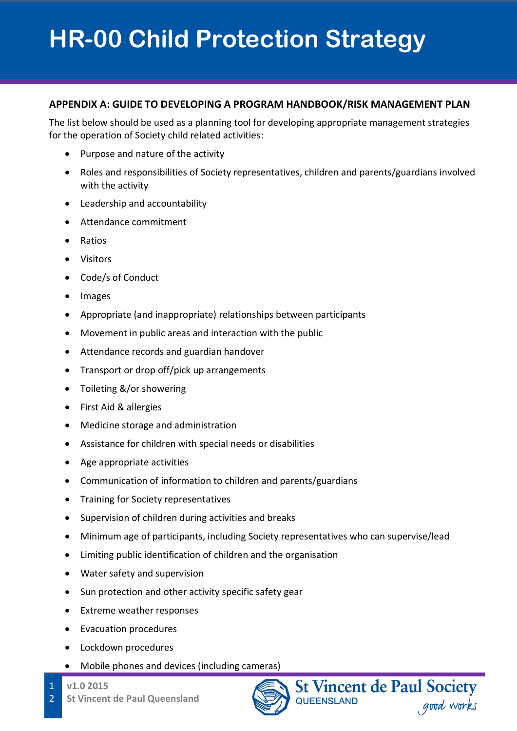## APPENDIX A: GUIDE TO DEVELOPING A PROGRAM HANDBOOK/RISK MANAGEMENT PLAN

The list below should be used as a planning tool for developing appropriate management strategies for the operation of Society child related activities:

- Purpose and nature of the activity
- Roles and responsibilities of Society representatives, children and parents/guardians involved with the activity
- Leadership and accountability
- Attendance commitment
- Ratios
- Visitors
- Code/s of Conduct
- Images
- Appropriate (and inappropriate) relationships between participants
- Movement in public areas and interaction with the public
- Attendance records and guardian handover
- Transport or drop off/pick up arrangements
- Toileting &/or showering
- First Aid & allergies
- Medicine storage and administration
- Assistance for children with special needs or disabilities
- Age appropriate activities
- Communication of information to children and parents/guardians
- Training for Society representatives
- Supervision of children during activities and breaks
- Minimum age of participants, including Society representatives who can supervise/lead
- Limiting public identification of children and the organisation
- Water safety and supervision
- Sun protection and other activity specific safety gear
- Extreme weather responses
- Evacuation procedures
- Lockdown procedures
- Mobile phones and devices (including cameras)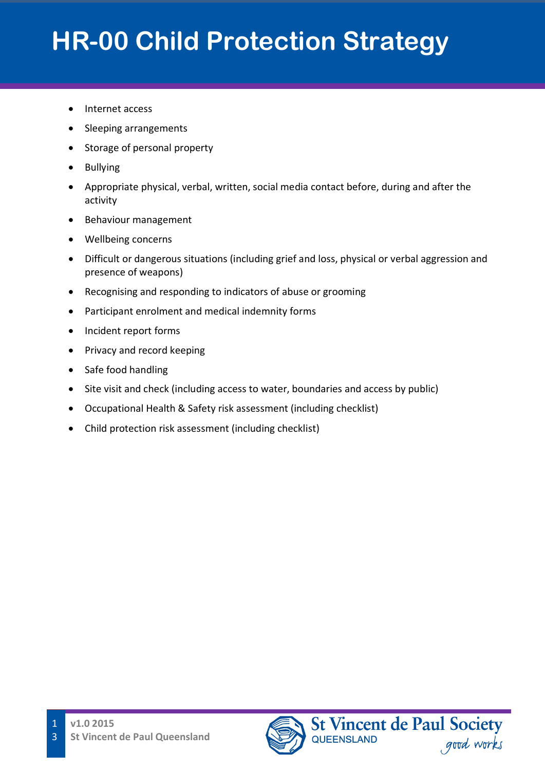- Internet access
- Sleeping arrangements
- Storage of personal property
- Bullying
- Appropriate physical, verbal, written, social media contact before, during and after the activity
- Behaviour management
- Wellbeing concerns
- Difficult or dangerous situations (including grief and loss, physical or verbal aggression and presence of weapons)
- Recognising and responding to indicators of abuse or grooming
- Participant enrolment and medical indemnity forms
- Incident report forms
- Privacy and record keeping
- Safe food handling
- Site visit and check (including access to water, boundaries and access by public)
- Occupational Health & Safety risk assessment (including checklist)
- Child protection risk assessment (including checklist)